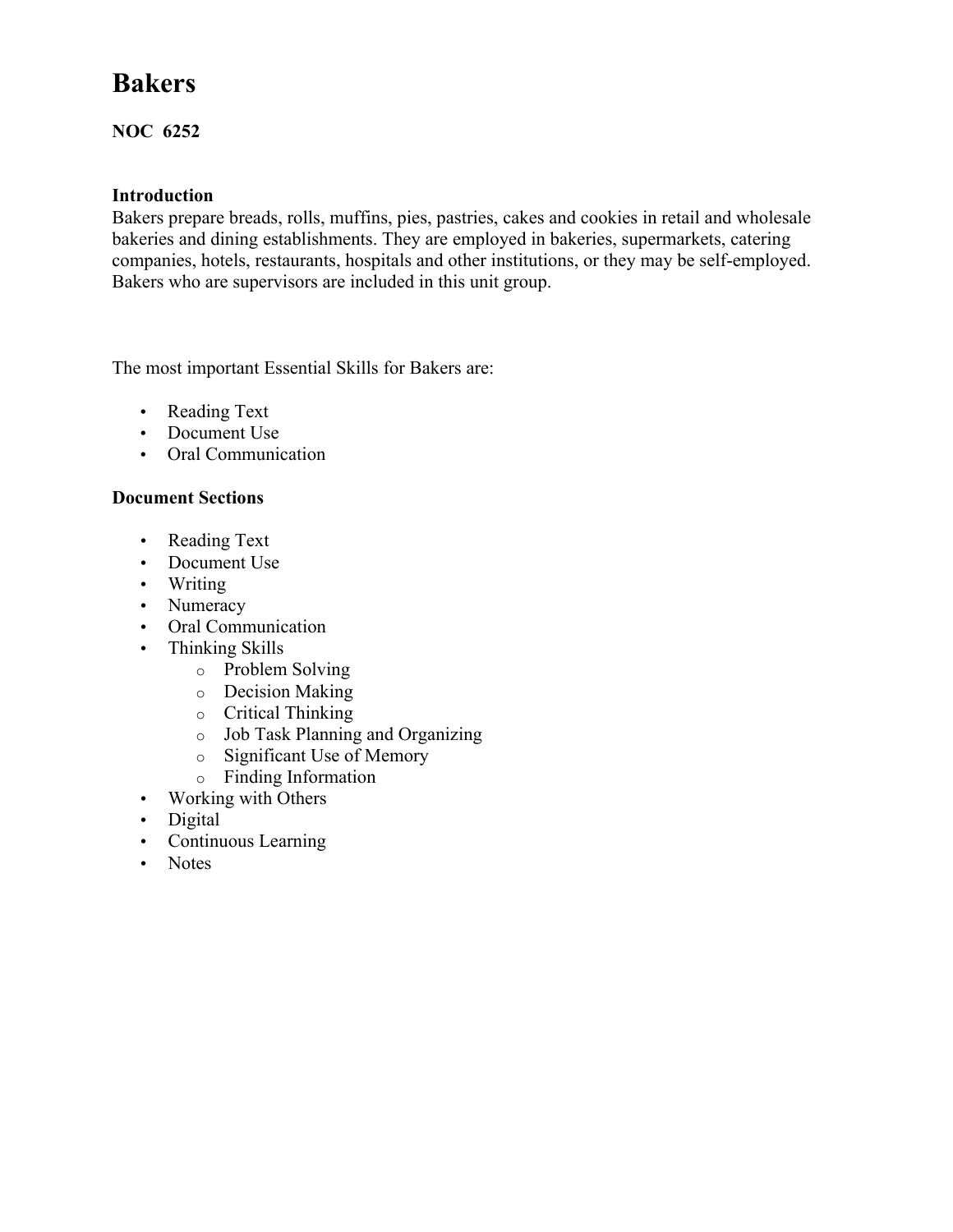# Bakers

**NOC 6252**

**Introduction**

Bakers prepare breads, rolls, muffins, pies, pastries, cakes and cookies in retail and wholesale bakeries and dining establishments. They are employed in bakeries, supermarkets, catering companies, hotels, restaurants, hospitals and other institutions, or they may be self-employed. Bakers who are supervisors are included in this unit group.

The most important Essential Skills for Bakers are:

- Reading Text
- Document Use
- Oral Communication

**Document Sections**

- Reading Text
- Document Use
- Writing
- Numeracy
- Oral Communication
- Thinking Skills
  - Problem Solving
  - Decision Making
  - Critical Thinking
  - Job Task Planning and Organizing
  - Significant Use of Memory
  - Finding Information
- Working with Others
- Digital
- Continuous Learning
- Notes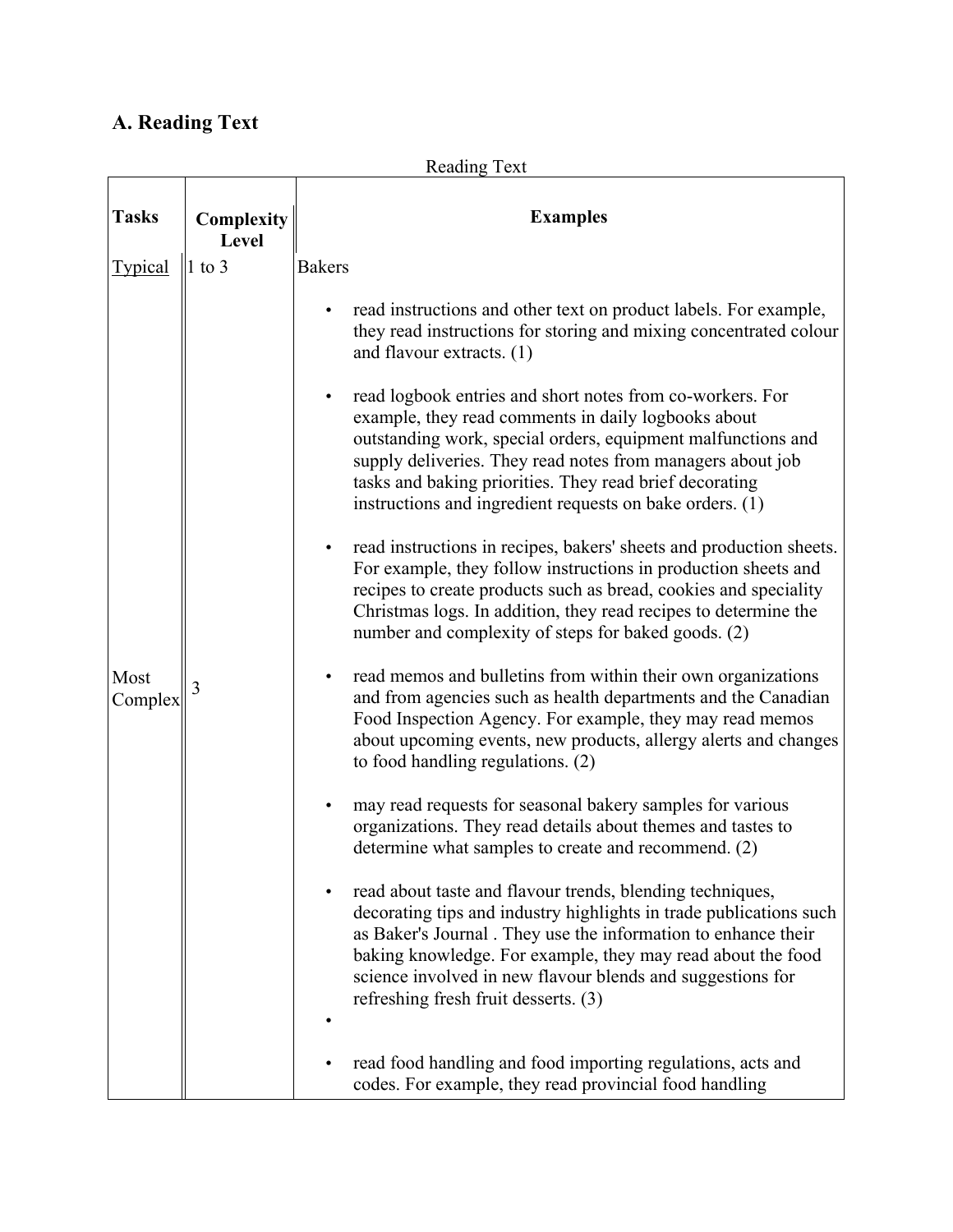## A. Reading Text

Reading Text

| Tasks | Complexity Level | Examples |
| --- | --- | --- |
| Typical | 1 to 3 | Bakers<br><br>• read instructions and other text on product labels. For example, they read instructions for storing and mixing concentrated colour and flavour extracts. (1)<br><br>• read logbook entries and short notes from co-workers. For example, they read comments in daily logbooks about outstanding work, special orders, equipment malfunctions and supply deliveries. They read notes from managers about job tasks and baking priorities. They read brief decorating instructions and ingredient requests on bake orders. (1)<br><br>• read instructions in recipes, bakers' sheets and production sheets. For example, they follow instructions in production sheets and recipes to create products such as bread, cookies and speciality Christmas logs. In addition, they read recipes to determine the number and complexity of steps for baked goods. (2)<br><br>• read memos and bulletins from within their own organizations and from agencies such as health departments and the Canadian Food Inspection Agency. For example, they may read memos about upcoming events, new products, allergy alerts and changes to food handling regulations. (2)<br><br>• may read requests for seasonal bakery samples for various organizations. They read details about themes and tastes to determine what samples to create and recommend. (2)<br><br>• read about taste and flavour trends, blending techniques, decorating tips and industry highlights in trade publications such as Baker's Journal . They use the information to enhance their baking knowledge. For example, they may read about the food science involved in new flavour blends and suggestions for refreshing fresh fruit desserts. (3)<br><br>•<br><br>• read food handling and food importing regulations, acts and codes. For example, they read provincial food handling |
| Most Complex | 3 | |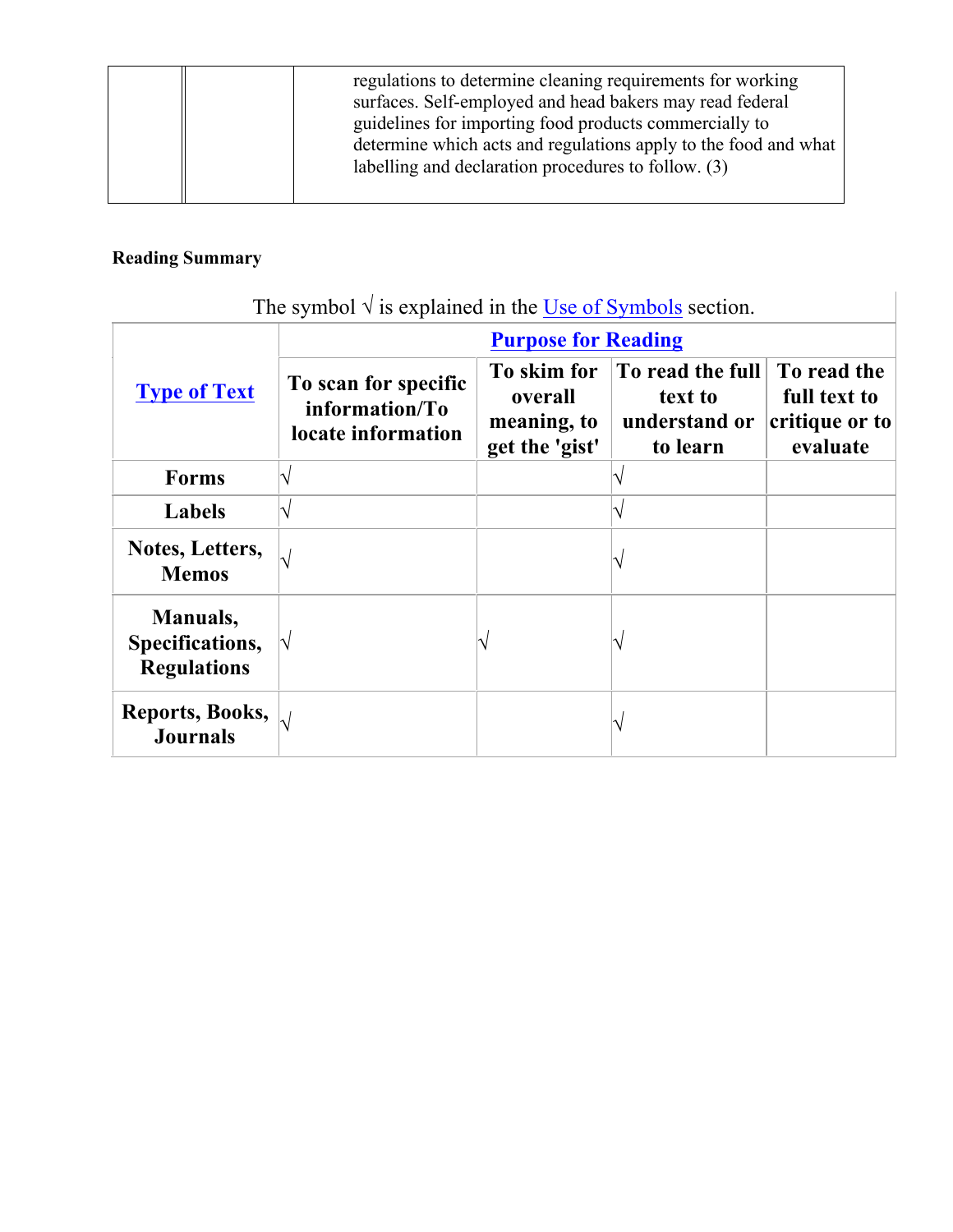| | | regulations to determine cleaning requirements for working surfaces. Self-employed and head bakers may read federal guidelines for importing food products commercially to determine which acts and regulations apply to the food and what labelling and declaration procedures to follow. (3) |
|---|---|---|

**Reading Summary**

The symbol √ is explained in the Use of Symbols section.

| Type of Text | Purpose for Reading | | | |
|---|---|---|---|---|
| | To scan for specific information/To locate information | To skim for overall meaning, to get the 'gist' | To read the full text to understand or to learn | To read the full text to critique or to evaluate |
| **Forms** | √ | | √ | |
| **Labels** | √ | | √ | |
| **Notes, Letters, Memos** | √ | | √ | |
| **Manuals, Specifications, Regulations** | √ | √ | √ | |
| **Reports, Books, Journals** | √ | | √ | |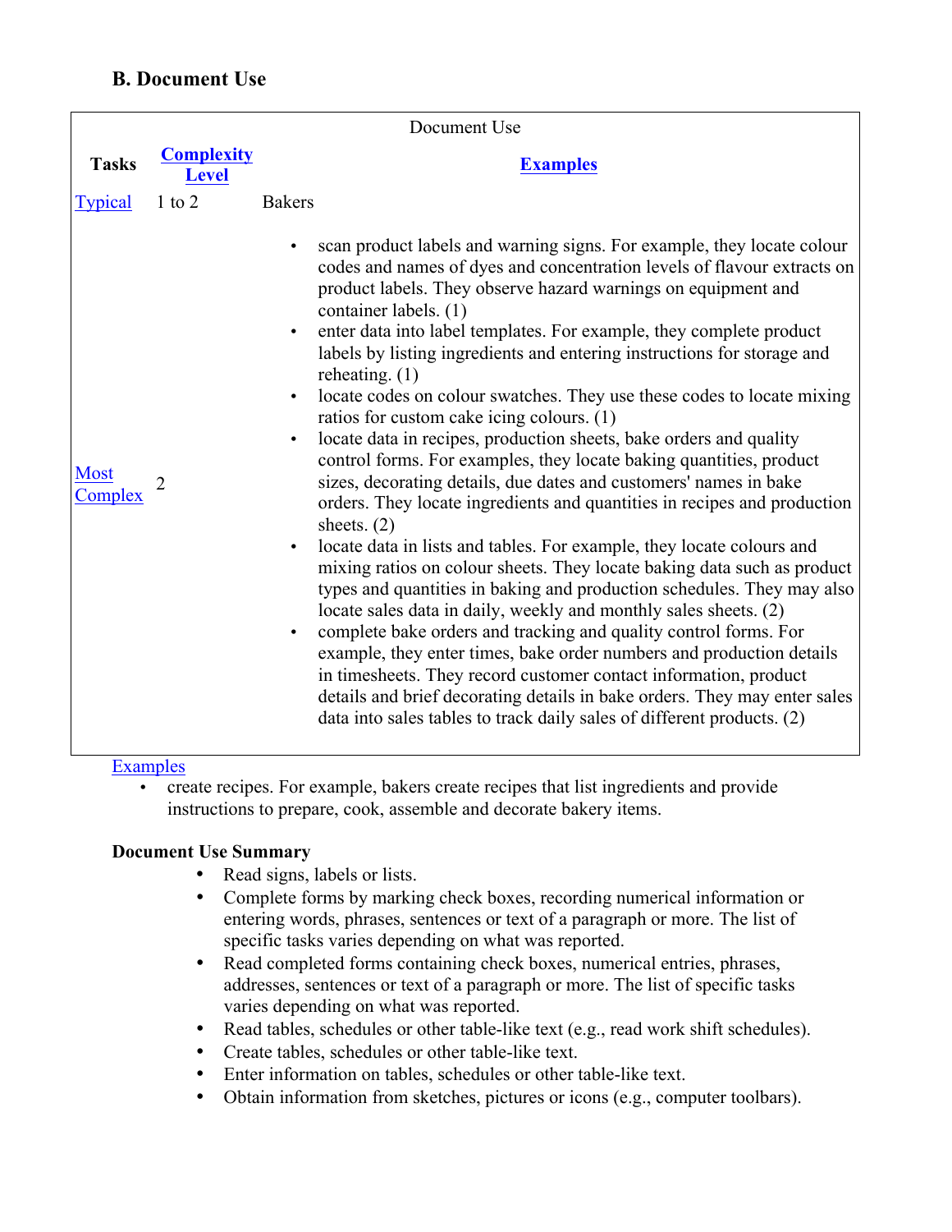## B. Document Use

| Document Use | | |
|---|---|---|
| **Tasks** | **Complexity Level** | **Examples** |
| Typical | 1 to 2 | Bakers<br><br>• scan product labels and warning signs. For example, they locate colour codes and names of dyes and concentration levels of flavour extracts on product labels. They observe hazard warnings on equipment and container labels. (1)<br>• enter data into label templates. For example, they complete product labels by listing ingredients and entering instructions for storage and reheating. (1)<br>• locate codes on colour swatches. They use these codes to locate mixing ratios for custom cake icing colours. (1)<br>• locate data in recipes, production sheets, bake orders and quality control forms. For examples, they locate baking quantities, product sizes, decorating details, due dates and customers' names in bake orders. They locate ingredients and quantities in recipes and production sheets. (2)<br>• locate data in lists and tables. For example, they locate colours and mixing ratios on colour sheets. They locate baking data such as product types and quantities in baking and production schedules. They may also locate sales data in daily, weekly and monthly sales sheets. (2)<br>• complete bake orders and tracking and quality control forms. For example, they enter times, bake order numbers and production details in timesheets. They record customer contact information, product details and brief decorating details in bake orders. They may enter sales data into sales tables to track daily sales of different products. (2) |
| Most Complex | 2 | |

Examples

- create recipes. For example, bakers create recipes that list ingredients and provide instructions to prepare, cook, assemble and decorate bakery items.

**Document Use Summary**

- Read signs, labels or lists.
- Complete forms by marking check boxes, recording numerical information or entering words, phrases, sentences or text of a paragraph or more. The list of specific tasks varies depending on what was reported.
- Read completed forms containing check boxes, numerical entries, phrases, addresses, sentences or text of a paragraph or more. The list of specific tasks varies depending on what was reported.
- Read tables, schedules or other table-like text (e.g., read work shift schedules).
- Create tables, schedules or other table-like text.
- Enter information on tables, schedules or other table-like text.
- Obtain information from sketches, pictures or icons (e.g., computer toolbars).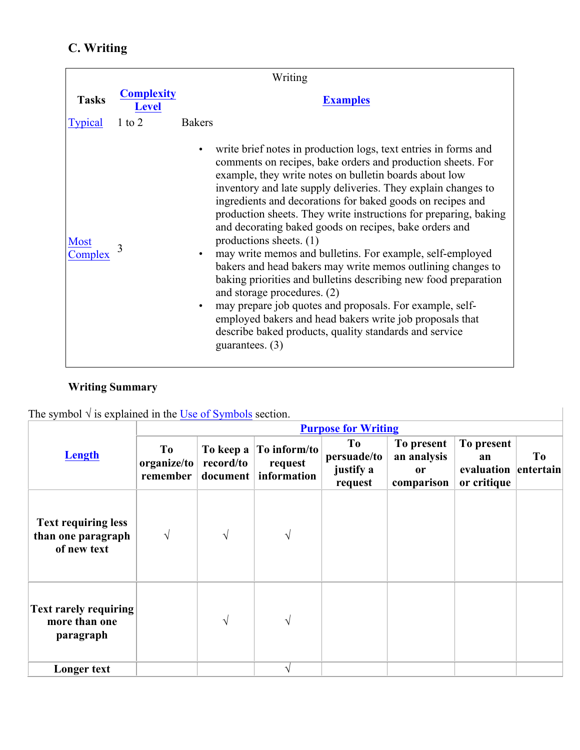## C. Writing

| Writing | | |
|---|---|---|
| **Tasks** | **Complexity Level** | **Examples** |
| Typical | 1 to 2 | Bakers |
| Most Complex | 3 | • write brief notes in production logs, text entries in forms and comments on recipes, bake orders and production sheets. For example, they write notes on bulletin boards about low inventory and late supply deliveries. They explain changes to ingredients and decorations for baked goods on recipes and production sheets. They write instructions for preparing, baking and decorating baked goods on recipes, bake orders and productions sheets. (1)<br>• may write memos and bulletins. For example, self-employed bakers and head bakers may write memos outlining changes to baking priorities and bulletins describing new food preparation and storage procedures. (2)<br>• may prepare job quotes and proposals. For example, self-employed bakers and head bakers write job proposals that describe baked products, quality standards and service guarantees. (3) |

**Writing Summary**

The symbol √ is explained in the Use of Symbols section.

| Length | Purpose for Writing | | | | | | |
|---|---|---|---|---|---|---|---|
| | To organize/to remember | To keep a record/to document | To inform/to request information | To persuade/to justify a request | To present an analysis or comparison | To present an evaluation or critique | To entertain |
| Text requiring less than one paragraph of new text | √ | √ | √ | | | | |
| Text rarely requiring more than one paragraph | | √ | √ | | | | |
| Longer text | | | √ | | | | |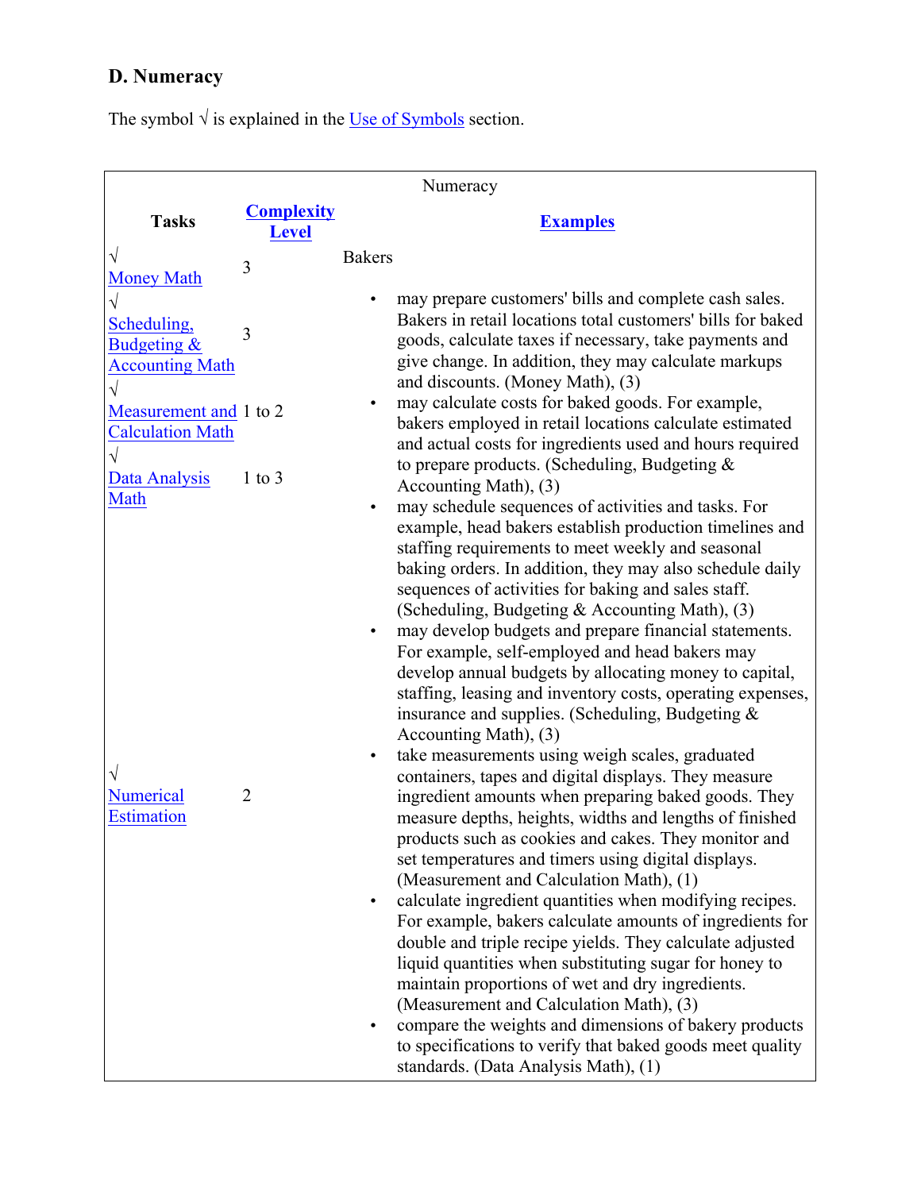## D. Numeracy

The symbol √ is explained in the Use of Symbols section.

| Tasks | Complexity Level | Examples |
|---|---|---|
| √ Money Math | 3 | Bakers<br>• may prepare customers' bills and complete cash sales. Bakers in retail locations total customers' bills for baked goods, calculate taxes if necessary, take payments and give change. In addition, they may calculate markups and discounts. (Money Math), (3)<br>• may calculate costs for baked goods. For example, bakers employed in retail locations calculate estimated and actual costs for ingredients used and hours required to prepare products. (Scheduling, Budgeting & Accounting Math), (3)<br>• may schedule sequences of activities and tasks. For example, head bakers establish production timelines and staffing requirements to meet weekly and seasonal baking orders. In addition, they may also schedule daily sequences of activities for baking and sales staff. (Scheduling, Budgeting & Accounting Math), (3)<br>• may develop budgets and prepare financial statements. For example, self-employed and head bakers may develop annual budgets by allocating money to capital, staffing, leasing and inventory costs, operating expenses, insurance and supplies. (Scheduling, Budgeting & Accounting Math), (3)<br>• take measurements using weigh scales, graduated containers, tapes and digital displays. They measure ingredient amounts when preparing baked goods. They measure depths, heights, widths and lengths of finished products such as cookies and cakes. They monitor and set temperatures and timers using digital displays. (Measurement and Calculation Math), (1)<br>• calculate ingredient quantities when modifying recipes. For example, bakers calculate amounts of ingredients for double and triple recipe yields. They calculate adjusted liquid quantities when substituting sugar for honey to maintain proportions of wet and dry ingredients. (Measurement and Calculation Math), (3)<br>• compare the weights and dimensions of bakery products to specifications to verify that baked goods meet quality standards. (Data Analysis Math), (1) |
| √ Scheduling, Budgeting & Accounting Math | 3 | |
| √ Measurement and Calculation Math | 1 to 2 | |
| √ Data Analysis Math | 1 to 3 | |
| √ Numerical Estimation | 2 | |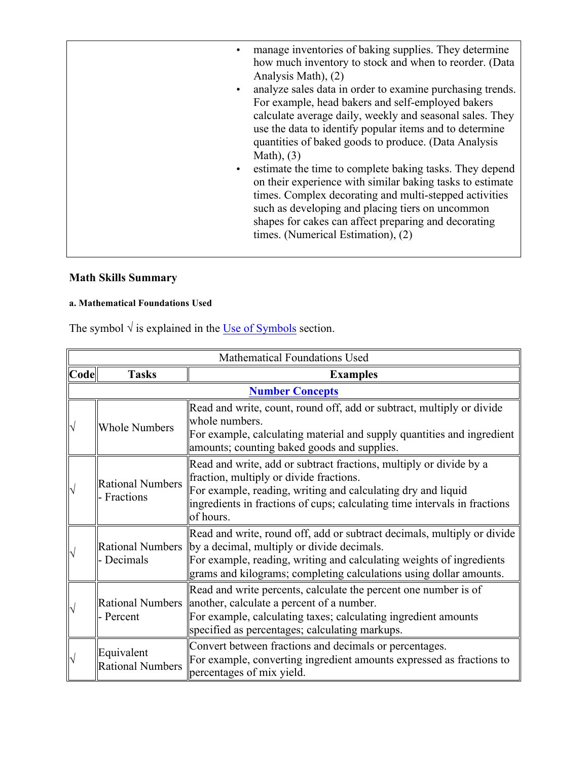| | |
|---|---|
| | - manage inventories of baking supplies. They determine how much inventory to stock and when to reorder. (Data Analysis Math), (2)<br>- analyze sales data in order to examine purchasing trends. For example, head bakers and self-employed bakers calculate average daily, weekly and seasonal sales. They use the data to identify popular items and to determine quantities of baked goods to produce. (Data Analysis Math), (3)<br>- estimate the time to complete baking tasks. They depend on their experience with similar baking tasks to estimate times. Complex decorating and multi-stepped activities such as developing and placing tiers on uncommon shapes for cakes can affect preparing and decorating times. (Numerical Estimation), (2) |

### Math Skills Summary

##### a. Mathematical Foundations Used

The symbol √ is explained in the Use of Symbols section.

| Mathematical Foundations Used | | |
|---|---|---|
| **Code** | **Tasks** | **Examples** |
| **Number Concepts** | | |
| √ | Whole Numbers | Read and write, count, round off, add or subtract, multiply or divide whole numbers.<br>For example, calculating material and supply quantities and ingredient amounts; counting baked goods and supplies. |
| √ | Rational Numbers - Fractions | Read and write, add or subtract fractions, multiply or divide by a fraction, multiply or divide fractions.<br>For example, reading, writing and calculating dry and liquid ingredients in fractions of cups; calculating time intervals in fractions of hours. |
| √ | Rational Numbers - Decimals | Read and write, round off, add or subtract decimals, multiply or divide by a decimal, multiply or divide decimals.<br>For example, reading, writing and calculating weights of ingredients grams and kilograms; completing calculations using dollar amounts. |
| √ | Rational Numbers - Percent | Read and write percents, calculate the percent one number is of another, calculate a percent of a number.<br>For example, calculating taxes; calculating ingredient amounts specified as percentages; calculating markups. |
| √ | Equivalent Rational Numbers | Convert between fractions and decimals or percentages.<br>For example, converting ingredient amounts expressed as fractions to percentages of mix yield. |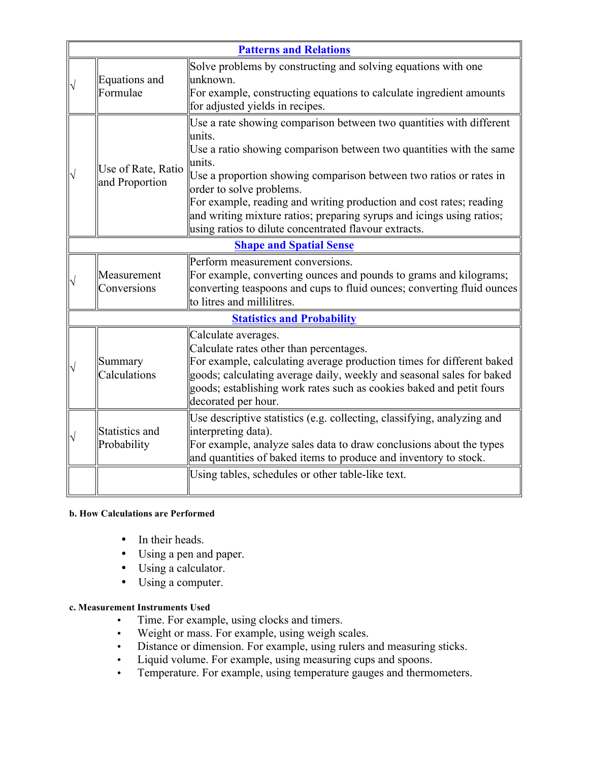| Patterns and Relations | | |
|---|---|---|
| √ | Equations and Formulae | Solve problems by constructing and solving equations with one unknown.<br>For example, constructing equations to calculate ingredient amounts for adjusted yields in recipes. |
| √ | Use of Rate, Ratio and Proportion | Use a rate showing comparison between two quantities with different units.<br>Use a ratio showing comparison between two quantities with the same units.<br>Use a proportion showing comparison between two ratios or rates in order to solve problems.<br>For example, reading and writing production and cost rates; reading and writing mixture ratios; preparing syrups and icings using ratios; using ratios to dilute concentrated flavour extracts. |
| **Shape and Spatial Sense** | | |
| √ | Measurement Conversions | Perform measurement conversions.<br>For example, converting ounces and pounds to grams and kilograms; converting teaspoons and cups to fluid ounces; converting fluid ounces to litres and millilitres. |
| **Statistics and Probability** | | |
| √ | Summary Calculations | Calculate averages.<br>Calculate rates other than percentages.<br>For example, calculating average production times for different baked goods; calculating average daily, weekly and seasonal sales for baked goods; establishing work rates such as cookies baked and petit fours decorated per hour. |
| √ | Statistics and Probability | Use descriptive statistics (e.g. collecting, classifying, analyzing and interpreting data).<br>For example, analyze sales data to draw conclusions about the types and quantities of baked items to produce and inventory to stock. |
| | | Using tables, schedules or other table-like text. |

**b. How Calculations are Performed**

- In their heads.
- Using a pen and paper.
- Using a calculator.
- Using a computer.

**c. Measurement Instruments Used**

- Time. For example, using clocks and timers.
- Weight or mass. For example, using weigh scales.
- Distance or dimension. For example, using rulers and measuring sticks.
- Liquid volume. For example, using measuring cups and spoons.
- Temperature. For example, using temperature gauges and thermometers.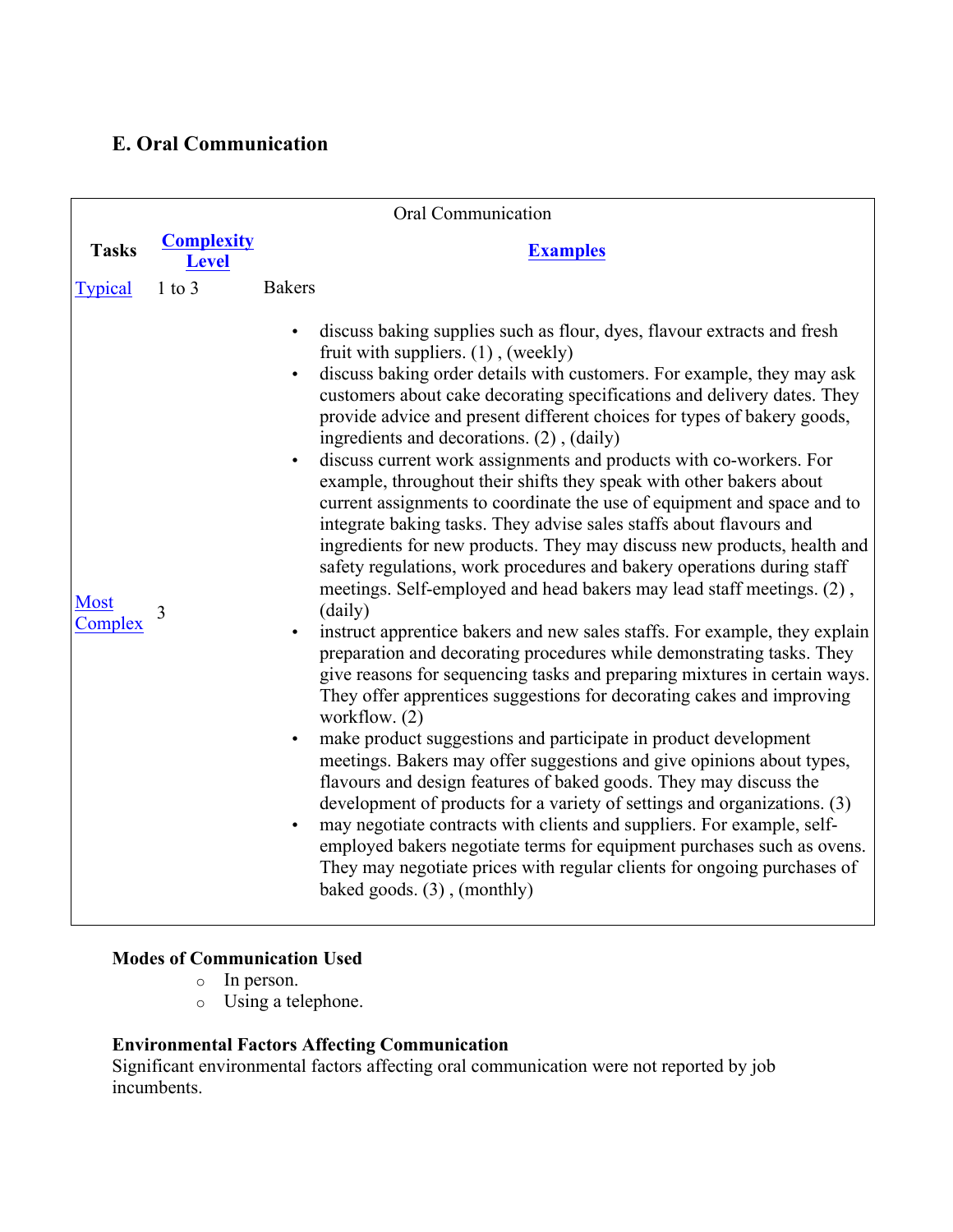## E. Oral Communication

| Oral Communication | | |
|---|---|---|
| **Tasks** | **Complexity Level** | **Examples** |
| Typical | 1 to 3 | Bakers<br><br>• discuss baking supplies such as flour, dyes, flavour extracts and fresh fruit with suppliers. (1) , (weekly)<br>• discuss baking order details with customers. For example, they may ask customers about cake decorating specifications and delivery dates. They provide advice and present different choices for types of bakery goods, ingredients and decorations. (2) , (daily)<br>• discuss current work assignments and products with co-workers. For example, throughout their shifts they speak with other bakers about current assignments to coordinate the use of equipment and space and to integrate baking tasks. They advise sales staffs about flavours and ingredients for new products. They may discuss new products, health and safety regulations, work procedures and bakery operations during staff meetings. Self-employed and head bakers may lead staff meetings. (2) , (daily)<br>• instruct apprentice bakers and new sales staffs. For example, they explain preparation and decorating procedures while demonstrating tasks. They give reasons for sequencing tasks and preparing mixtures in certain ways. They offer apprentices suggestions for decorating cakes and improving workflow. (2)<br>• make product suggestions and participate in product development meetings. Bakers may offer suggestions and give opinions about types, flavours and design features of baked goods. They may discuss the development of products for a variety of settings and organizations. (3)<br>• may negotiate contracts with clients and suppliers. For example, self-employed bakers negotiate terms for equipment purchases such as ovens. They may negotiate prices with regular clients for ongoing purchases of baked goods. (3) , (monthly) |
| Most Complex | 3 | |

**Modes of Communication Used**

- In person.
- Using a telephone.

**Environmental Factors Affecting Communication**

Significant environmental factors affecting oral communication were not reported by job incumbents.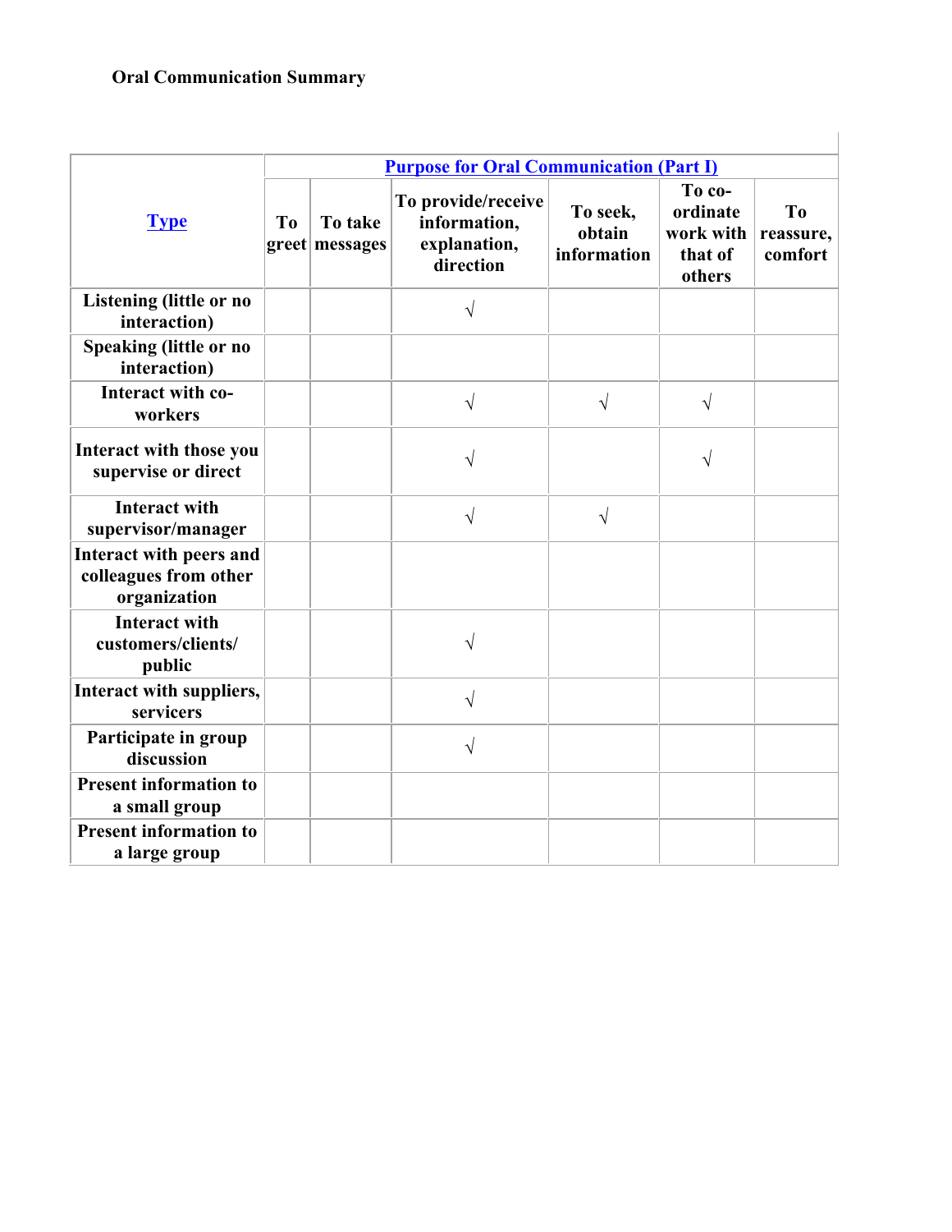**Oral Communication Summary**

| Type | Purpose for Oral Communication (Part I) | | | | | |
|---|---|---|---|---|---|---|
| | To greet | To take messages | To provide/receive information, explanation, direction | To seek, obtain information | To co-ordinate work with that of others | To reassure, comfort |
| Listening (little or no interaction) | | | √ | | | |
| Speaking (little or no interaction) | | | | | | |
| Interact with co-workers | | | √ | √ | √ | |
| Interact with those you supervise or direct | | | √ | | √ | |
| Interact with supervisor/manager | | | √ | √ | | |
| Interact with peers and colleagues from other organization | | | | | | |
| Interact with customers/clients/ public | | | √ | | | |
| Interact with suppliers, servicers | | | √ | | | |
| Participate in group discussion | | | √ | | | |
| Present information to a small group | | | | | | |
| Present information to a large group | | | | | | |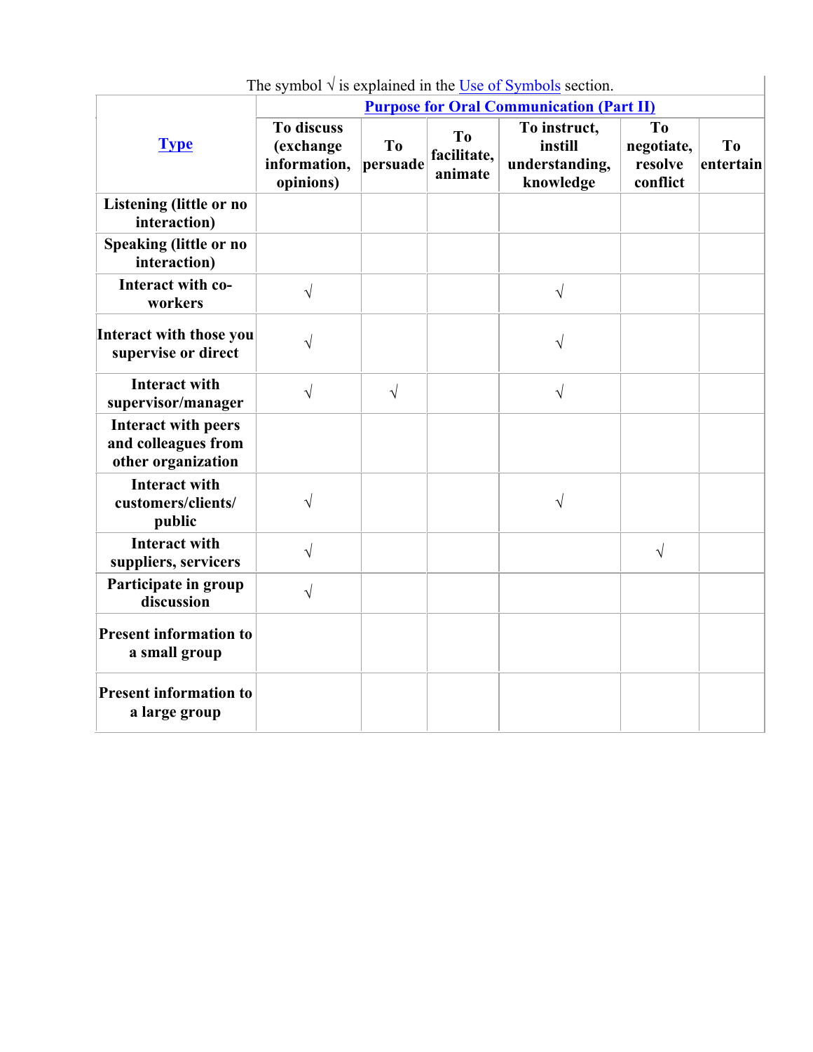The symbol √ is explained in the Use of Symbols section.

| Type | Purpose for Oral Communication (Part II) | | | | | |
|---|---|---|---|---|---|---|
| | To discuss (exchange information, opinions) | To persuade | To facilitate, animate | To instruct, instill understanding, knowledge | To negotiate, resolve conflict | To entertain |
| **Listening (little or no interaction)** | | | | | | |
| **Speaking (little or no interaction)** | | | | | | |
| **Interact with co-workers** | √ | | | √ | | |
| **Interact with those you supervise or direct** | √ | | | √ | | |
| **Interact with supervisor/manager** | √ | √ | | √ | | |
| **Interact with peers and colleagues from other organization** | | | | | | |
| **Interact with customers/clients/ public** | √ | | | √ | | |
| **Interact with suppliers, servicers** | √ | | | | √ | |
| **Participate in group discussion** | √ | | | | | |
| **Present information to a small group** | | | | | | |
| **Present information to a large group** | | | | | | |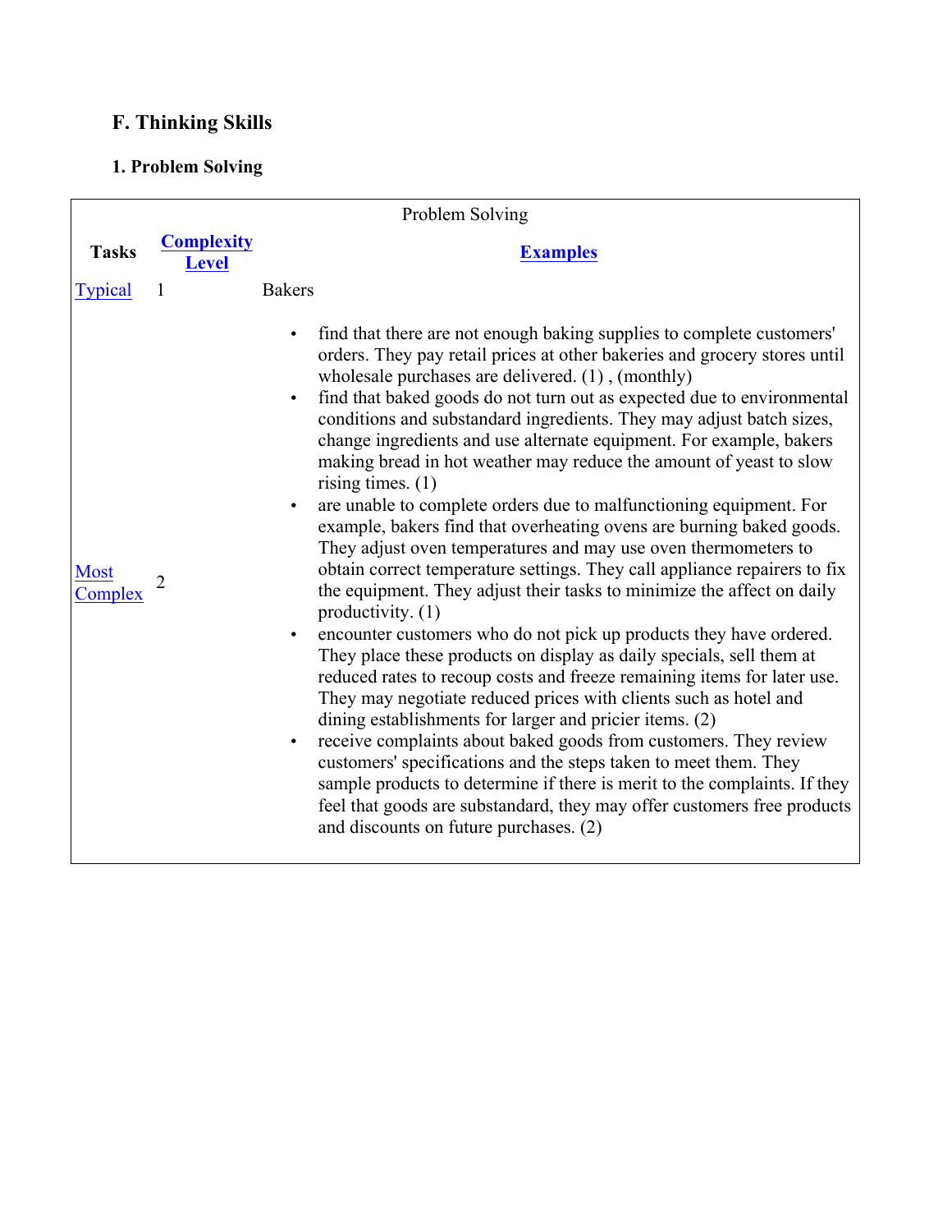## F. Thinking Skills

### 1. Problem Solving

| Problem Solving | | |
|---|---|---|
| **Tasks** | **Complexity Level** | **Examples** |
| Typical | 1 | Bakers<br>• find that there are not enough baking supplies to complete customers' orders. They pay retail prices at other bakeries and grocery stores until wholesale purchases are delivered. (1) , (monthly)<br>• find that baked goods do not turn out as expected due to environmental conditions and substandard ingredients. They may adjust batch sizes, change ingredients and use alternate equipment. For example, bakers making bread in hot weather may reduce the amount of yeast to slow rising times. (1)<br>• are unable to complete orders due to malfunctioning equipment. For example, bakers find that overheating ovens are burning baked goods. They adjust oven temperatures and may use oven thermometers to obtain correct temperature settings. They call appliance repairers to fix the equipment. They adjust their tasks to minimize the affect on daily productivity. (1)<br>• encounter customers who do not pick up products they have ordered. They place these products on display as daily specials, sell them at reduced rates to recoup costs and freeze remaining items for later use. They may negotiate reduced prices with clients such as hotel and dining establishments for larger and pricier items. (2)<br>• receive complaints about baked goods from customers. They review customers' specifications and the steps taken to meet them. They sample products to determine if there is merit to the complaints. If they feel that goods are substandard, they may offer customers free products and discounts on future purchases. (2) |
| Most Complex | 2 | |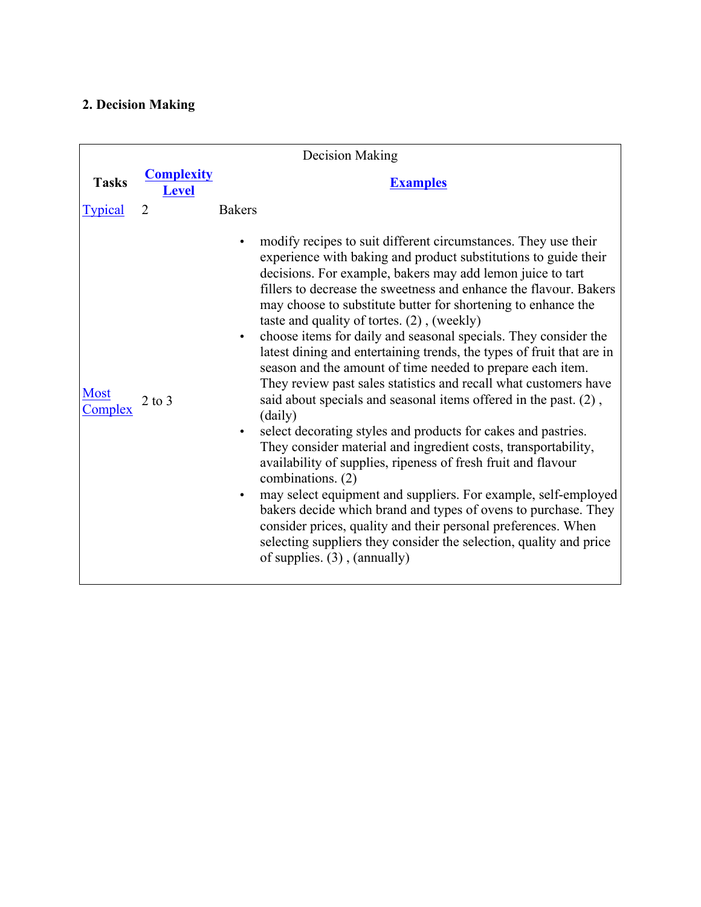## 2. Decision Making

| Decision Making | | |
|---|---|---|
| **Tasks** | **Complexity Level** | **Examples** |
| Typical | 2 | Bakers<br>• modify recipes to suit different circumstances. They use their experience with baking and product substitutions to guide their decisions. For example, bakers may add lemon juice to tart fillers to decrease the sweetness and enhance the flavour. Bakers may choose to substitute butter for shortening to enhance the taste and quality of tortes. (2) , (weekly)<br>• choose items for daily and seasonal specials. They consider the latest dining and entertaining trends, the types of fruit that are in season and the amount of time needed to prepare each item. They review past sales statistics and recall what customers have said about specials and seasonal items offered in the past. (2) , (daily)<br>• select decorating styles and products for cakes and pastries. They consider material and ingredient costs, transportability, availability of supplies, ripeness of fresh fruit and flavour combinations. (2)<br>• may select equipment and suppliers. For example, self-employed bakers decide which brand and types of ovens to purchase. They consider prices, quality and their personal preferences. When selecting suppliers they consider the selection, quality and price of supplies. (3) , (annually) |
| Most Complex | 2 to 3 | |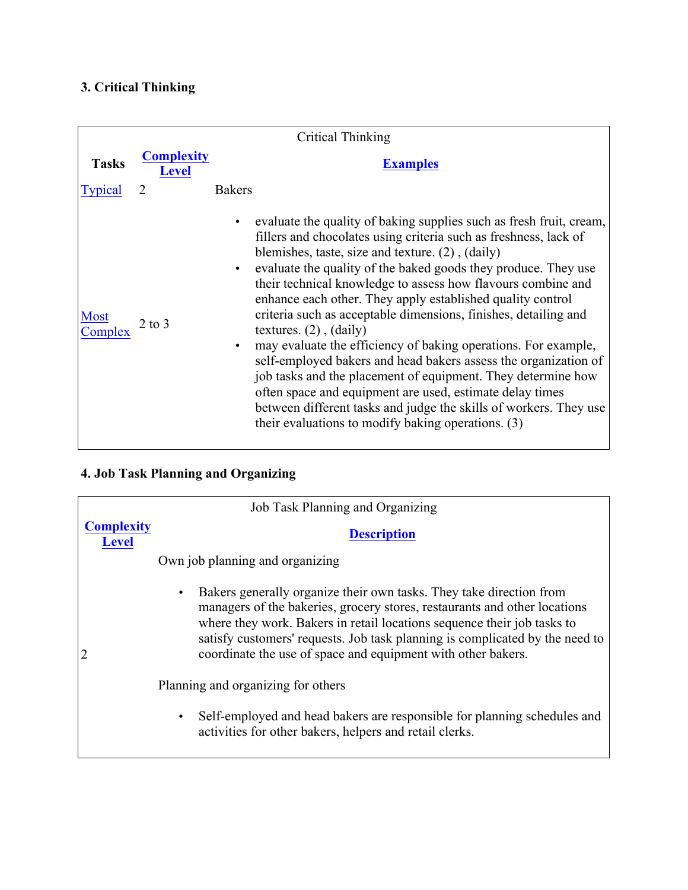### 3. Critical Thinking

| Critical Thinking | | |
|---|---|---|
| **Tasks** | **Complexity Level** | **Examples** |
| Typical | 2 | Bakers<br><br>• evaluate the quality of baking supplies such as fresh fruit, cream, fillers and chocolates using criteria such as freshness, lack of blemishes, taste, size and texture. (2) , (daily)<br>• evaluate the quality of the baked goods they produce. They use their technical knowledge to assess how flavours combine and enhance each other. They apply established quality control criteria such as acceptable dimensions, finishes, detailing and textures. (2) , (daily)<br>• may evaluate the efficiency of baking operations. For example, self-employed bakers and head bakers assess the organization of job tasks and the placement of equipment. They determine how often space and equipment are used, estimate delay times between different tasks and judge the skills of workers. They use their evaluations to modify baking operations. (3) |
| Most Complex | 2 to 3 | |

### 4. Job Task Planning and Organizing

| Job Task Planning and Organizing | |
|---|---|
| **Complexity Level** | **Description** |
| 2 | Own job planning and organizing<br><br>• Bakers generally organize their own tasks. They take direction from managers of the bakeries, grocery stores, restaurants and other locations where they work. Bakers in retail locations sequence their job tasks to satisfy customers' requests. Job task planning is complicated by the need to coordinate the use of space and equipment with other bakers.<br><br>Planning and organizing for others<br><br>• Self-employed and head bakers are responsible for planning schedules and activities for other bakers, helpers and retail clerks. |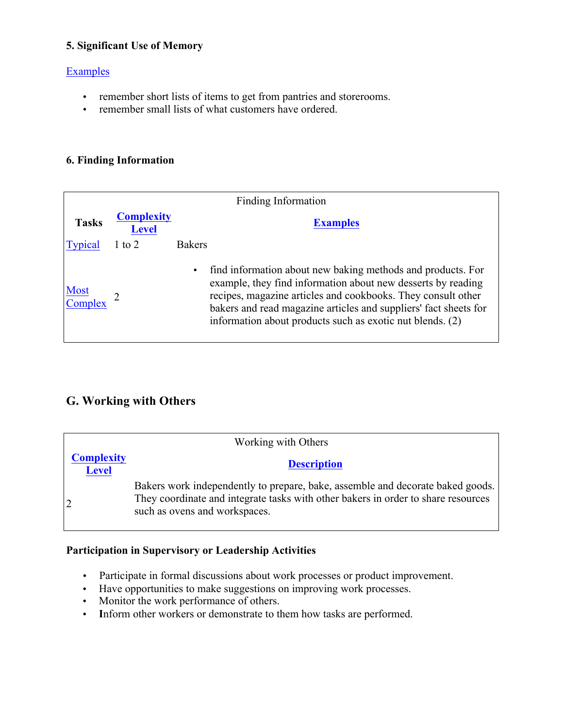### 5. Significant Use of Memory

Examples

- remember short lists of items to get from pantries and storerooms.
- remember small lists of what customers have ordered.

### 6. Finding Information

| Finding Information | | |
|---|---|---|
| **Tasks** | **Complexity Level** | **Examples** |
| Typical | 1 to 2 | Bakers |
| Most Complex | 2 | • find information about new baking methods and products. For example, they find information about new desserts by reading recipes, magazine articles and cookbooks. They consult other bakers and read magazine articles and suppliers' fact sheets for information about products such as exotic nut blends. (2) |

## G. Working with Others

| Working with Others | |
|---|---|
| **Complexity Level** | **Description** |
| 2 | Bakers work independently to prepare, bake, assemble and decorate baked goods. They coordinate and integrate tasks with other bakers in order to share resources such as ovens and workspaces. |

**Participation in Supervisory or Leadership Activities**

- Participate in formal discussions about work processes or product improvement.
- Have opportunities to make suggestions on improving work processes.
- Monitor the work performance of others.
- **I**nform other workers or demonstrate to them how tasks are performed.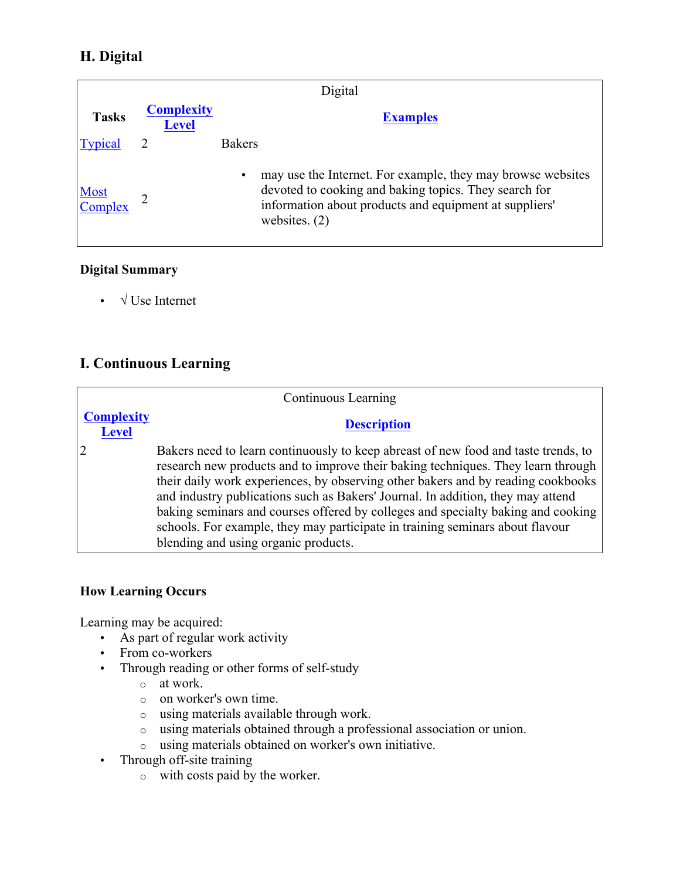## H. Digital

| Digital | | |
|---|---|---|
| **Tasks** | **Complexity Level** | **Examples** |
| Typical | 2 | Bakers<br>• may use the Internet. For example, they may browse websites devoted to cooking and baking topics. They search for information about products and equipment at suppliers' websites. (2) |
| Most Complex | 2 | |

### Digital Summary

- √ Use Internet

## I. Continuous Learning

| Continuous Learning | |
|---|---|
| **Complexity Level** | **Description** |
| 2 | Bakers need to learn continuously to keep abreast of new food and taste trends, to research new products and to improve their baking techniques. They learn through their daily work experiences, by observing other bakers and by reading cookbooks and industry publications such as Bakers' Journal. In addition, they may attend baking seminars and courses offered by colleges and specialty baking and cooking schools. For example, they may participate in training seminars about flavour blending and using organic products. |

### How Learning Occurs

Learning may be acquired:

- As part of regular work activity
- From co-workers
- Through reading or other forms of self-study
  - at work.
  - on worker's own time.
  - using materials available through work.
  - using materials obtained through a professional association or union.
  - using materials obtained on worker's own initiative.
- Through off-site training
  - with costs paid by the worker.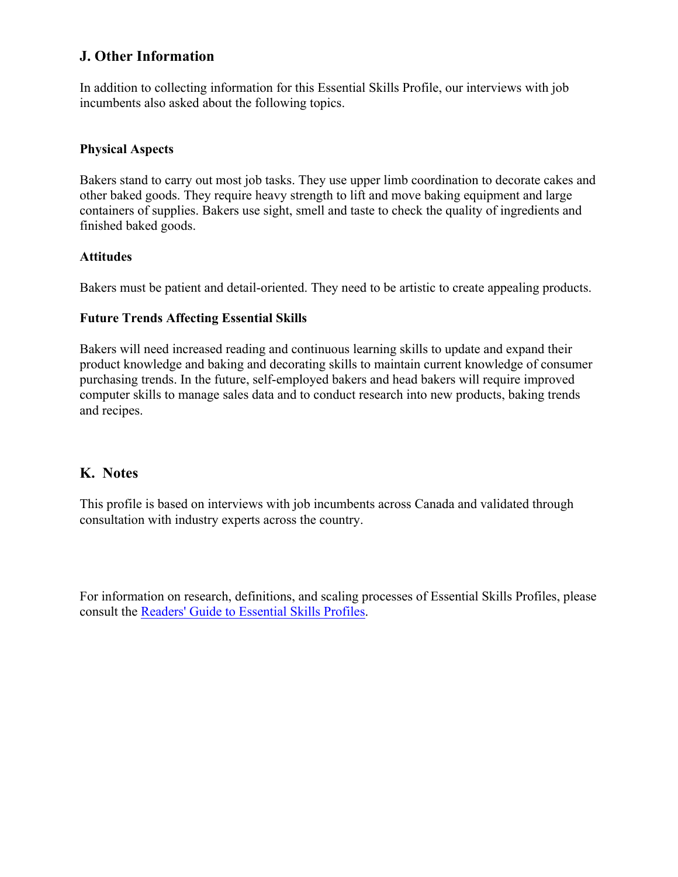## J. Other Information

In addition to collecting information for this Essential Skills Profile, our interviews with job incumbents also asked about the following topics.

### Physical Aspects

Bakers stand to carry out most job tasks. They use upper limb coordination to decorate cakes and other baked goods. They require heavy strength to lift and move baking equipment and large containers of supplies. Bakers use sight, smell and taste to check the quality of ingredients and finished baked goods.

### Attitudes

Bakers must be patient and detail-oriented. They need to be artistic to create appealing products.

### Future Trends Affecting Essential Skills

Bakers will need increased reading and continuous learning skills to update and expand their product knowledge and baking and decorating skills to maintain current knowledge of consumer purchasing trends. In the future, self-employed bakers and head bakers will require improved computer skills to manage sales data and to conduct research into new products, baking trends and recipes.

## K. Notes

This profile is based on interviews with job incumbents across Canada and validated through consultation with industry experts across the country.

For information on research, definitions, and scaling processes of Essential Skills Profiles, please consult the Readers' Guide to Essential Skills Profiles.